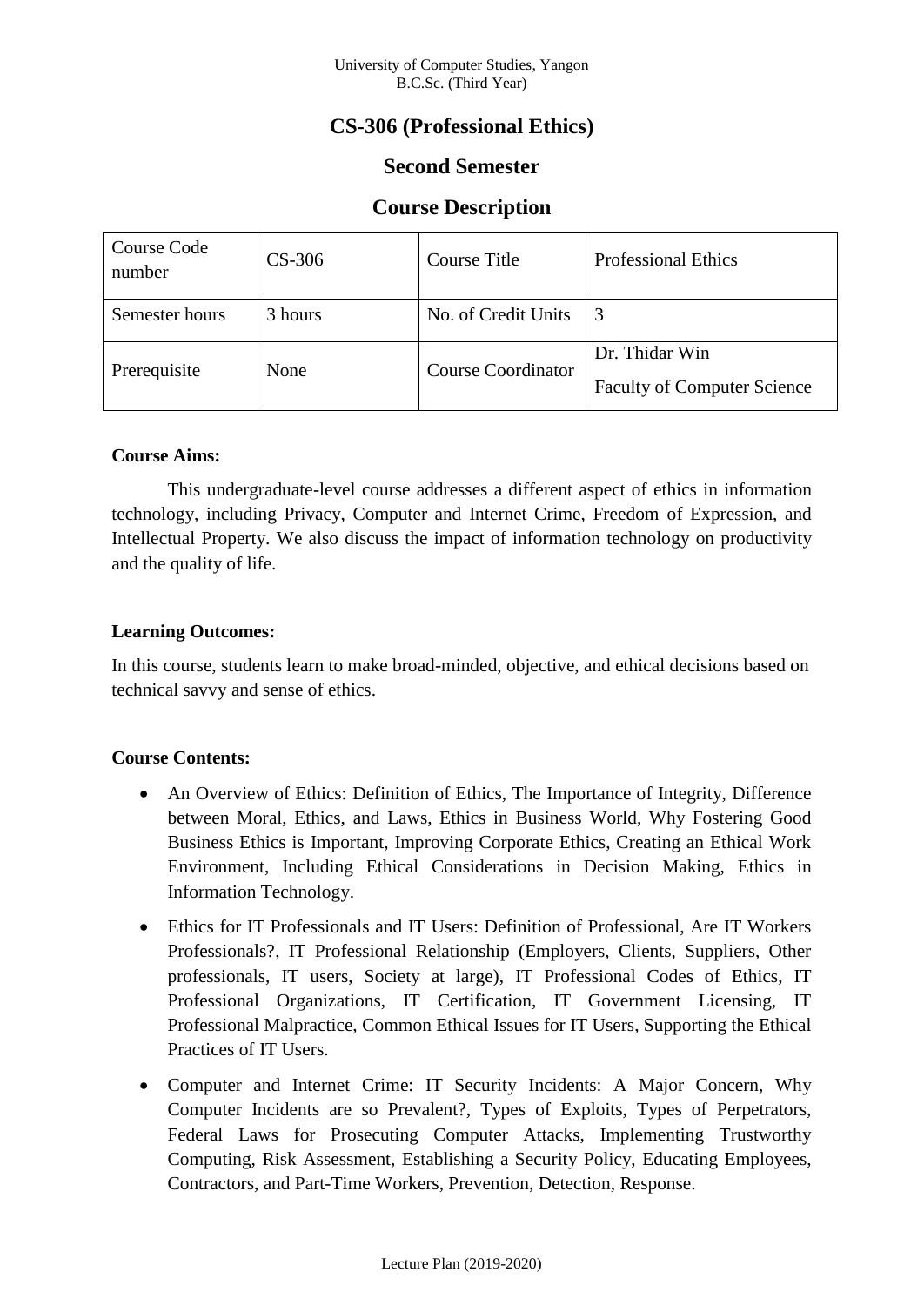University of Computer Studies, Yangon
B.C.Sc. (Third Year)

# CS-306 (Professional Ethics)

## Second Semester

## Course Description

| Course Code number | CS-306 | Course Title | Professional Ethics |
|---|---|---|---|
| Semester hours | 3 hours | No. of Credit Units | 3 |
| Prerequisite | None | Course Coordinator | Dr. Thidar Win<br>Faculty of Computer Science |

**Course Aims:**

This undergraduate-level course addresses a different aspect of ethics in information technology, including Privacy, Computer and Internet Crime, Freedom of Expression, and Intellectual Property. We also discuss the impact of information technology on productivity and the quality of life.

**Learning Outcomes:**

In this course, students learn to make broad-minded, objective, and ethical decisions based on technical savvy and sense of ethics.

**Course Contents:**

- An Overview of Ethics: Definition of Ethics, The Importance of Integrity, Difference between Moral, Ethics, and Laws, Ethics in Business World, Why Fostering Good Business Ethics is Important, Improving Corporate Ethics, Creating an Ethical Work Environment, Including Ethical Considerations in Decision Making, Ethics in Information Technology.
- Ethics for IT Professionals and IT Users: Definition of Professional, Are IT Workers Professionals?, IT Professional Relationship (Employers, Clients, Suppliers, Other professionals, IT users, Society at large), IT Professional Codes of Ethics, IT Professional Organizations, IT Certification, IT Government Licensing, IT Professional Malpractice, Common Ethical Issues for IT Users, Supporting the Ethical Practices of IT Users.
- Computer and Internet Crime: IT Security Incidents: A Major Concern, Why Computer Incidents are so Prevalent?, Types of Exploits, Types of Perpetrators, Federal Laws for Prosecuting Computer Attacks, Implementing Trustworthy Computing, Risk Assessment, Establishing a Security Policy, Educating Employees, Contractors, and Part-Time Workers, Prevention, Detection, Response.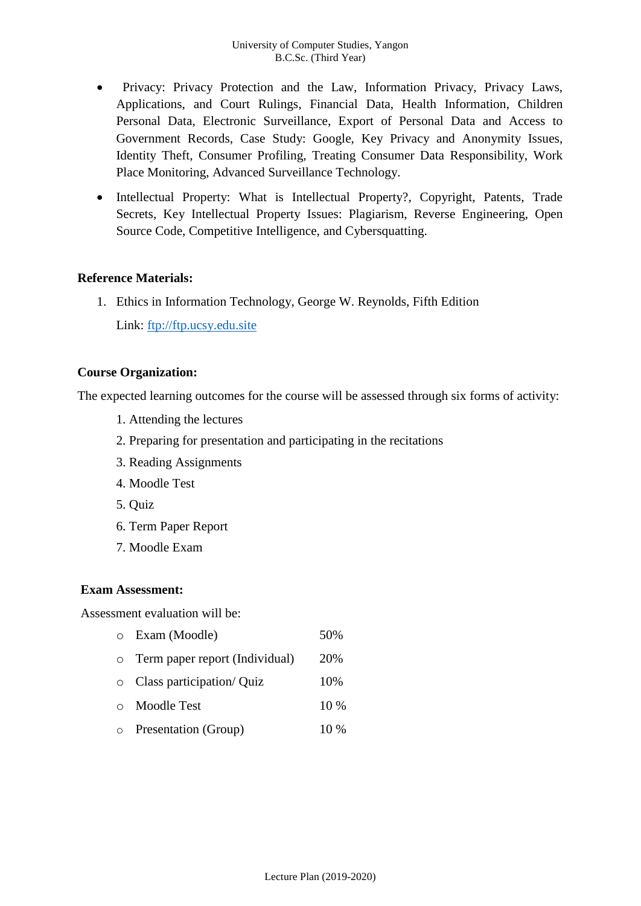- Privacy: Privacy Protection and the Law, Information Privacy, Privacy Laws, Applications, and Court Rulings, Financial Data, Health Information, Children Personal Data, Electronic Surveillance, Export of Personal Data and Access to Government Records, Case Study: Google, Key Privacy and Anonymity Issues, Identity Theft, Consumer Profiling, Treating Consumer Data Responsibility, Work Place Monitoring, Advanced Surveillance Technology.
- Intellectual Property: What is Intellectual Property?, Copyright, Patents, Trade Secrets, Key Intellectual Property Issues: Plagiarism, Reverse Engineering, Open Source Code, Competitive Intelligence, and Cybersquatting.

**Reference Materials:**

1. Ethics in Information Technology, George W. Reynolds, Fifth Edition

   Link: [ftp://ftp.ucsy.edu.site](ftp://ftp.ucsy.edu.site)

**Course Organization:**

The expected learning outcomes for the course will be assessed through six forms of activity:

1. Attending the lectures
2. Preparing for presentation and participating in the recitations
3. Reading Assignments
4. Moodle Test
5. Quiz
6. Term Paper Report
7. Moodle Exam

**Exam Assessment:**

Assessment evaluation will be:

- Exam (Moodle) 50%
- Term paper report (Individual) 20%
- Class participation/ Quiz 10%
- Moodle Test 10 %
- Presentation (Group) 10 %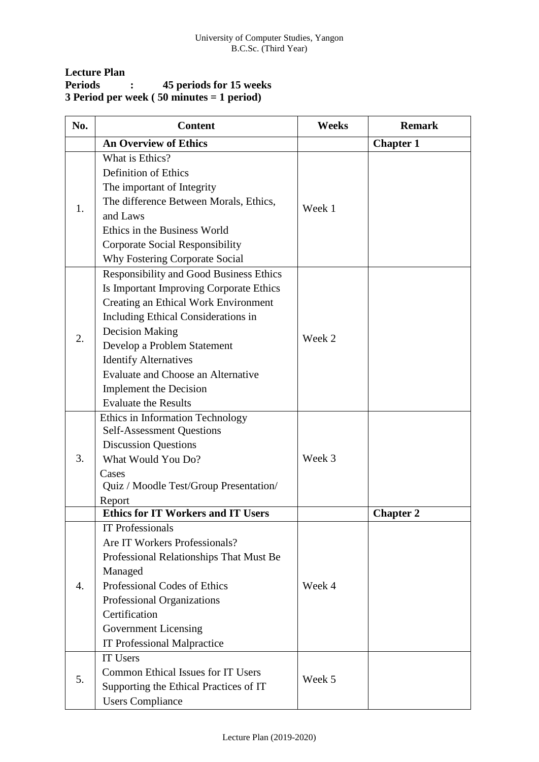University of Computer Studies, Yangon
B.C.Sc. (Third Year)

**Lecture Plan**
**Periods : 45 periods for 15 weeks**
**3 Period per week ( 50 minutes = 1 period)**

| No. | Content | Weeks | Remark |
|---|---|---|---|
| | **An Overview of Ethics** | | **Chapter 1** |
| 1. | What is Ethics?<br>Definition of Ethics<br>The important of Integrity<br>The difference Between Morals, Ethics, and Laws<br>Ethics in the Business World<br>Corporate Social Responsibility<br>Why Fostering Corporate Social | Week 1 | |
| 2. | Responsibility and Good Business Ethics Is Important Improving Corporate Ethics<br>Creating an Ethical Work Environment<br>Including Ethical Considerations in Decision Making<br>Develop a Problem Statement<br>Identify Alternatives<br>Evaluate and Choose an Alternative<br>Implement the Decision<br>Evaluate the Results | Week 2 | |
| 3. | Ethics in Information Technology<br>Self-Assessment Questions<br>Discussion Questions<br>What Would You Do?<br>Cases<br>Quiz / Moodle Test/Group Presentation/ Report | Week 3 | |
| | **Ethics for IT Workers and IT Users** | | **Chapter 2** |
| 4. | IT Professionals<br>Are IT Workers Professionals?<br>Professional Relationships That Must Be Managed<br>Professional Codes of Ethics<br>Professional Organizations<br>Certification<br>Government Licensing<br>IT Professional Malpractice | Week 4 | |
| 5. | IT Users<br>Common Ethical Issues for IT Users<br>Supporting the Ethical Practices of IT Users Compliance | Week 5 | |

Lecture Plan (2019-2020)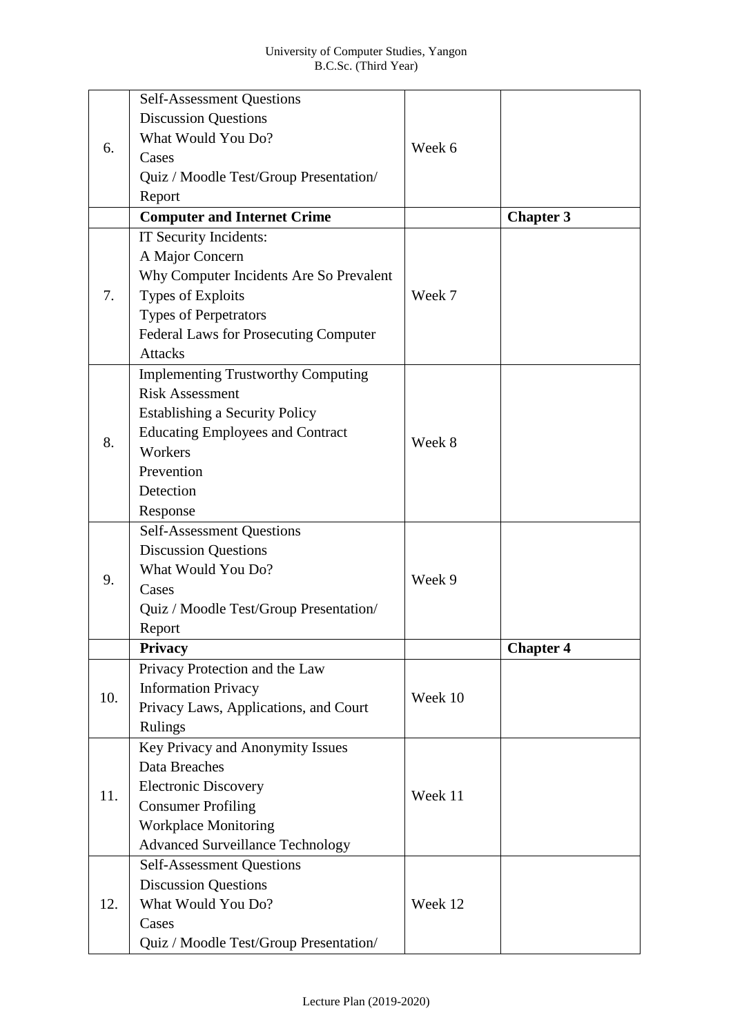| | | | |
|---|---|---|---|
| 6. | Self-Assessment Questions<br>Discussion Questions<br>What Would You Do?<br>Cases<br>Quiz / Moodle Test/Group Presentation/ Report | Week 6 | |
| | **Computer and Internet Crime** | | **Chapter 3** |
| 7. | IT Security Incidents:<br>A Major Concern<br>Why Computer Incidents Are So Prevalent<br>Types of Exploits<br>Types of Perpetrators<br>Federal Laws for Prosecuting Computer Attacks | Week 7 | |
| 8. | Implementing Trustworthy Computing<br>Risk Assessment<br>Establishing a Security Policy<br>Educating Employees and Contract Workers<br>Prevention<br>Detection<br>Response | Week 8 | |
| 9. | Self-Assessment Questions<br>Discussion Questions<br>What Would You Do?<br>Cases<br>Quiz / Moodle Test/Group Presentation/ Report | Week 9 | |
| | **Privacy** | | **Chapter 4** |
| 10. | Privacy Protection and the Law<br>Information Privacy<br>Privacy Laws, Applications, and Court Rulings | Week 10 | |
| 11. | Key Privacy and Anonymity Issues<br>Data Breaches<br>Electronic Discovery<br>Consumer Profiling<br>Workplace Monitoring<br>Advanced Surveillance Technology | Week 11 | |
| 12. | Self-Assessment Questions<br>Discussion Questions<br>What Would You Do?<br>Cases<br>Quiz / Moodle Test/Group Presentation/ | Week 12 | |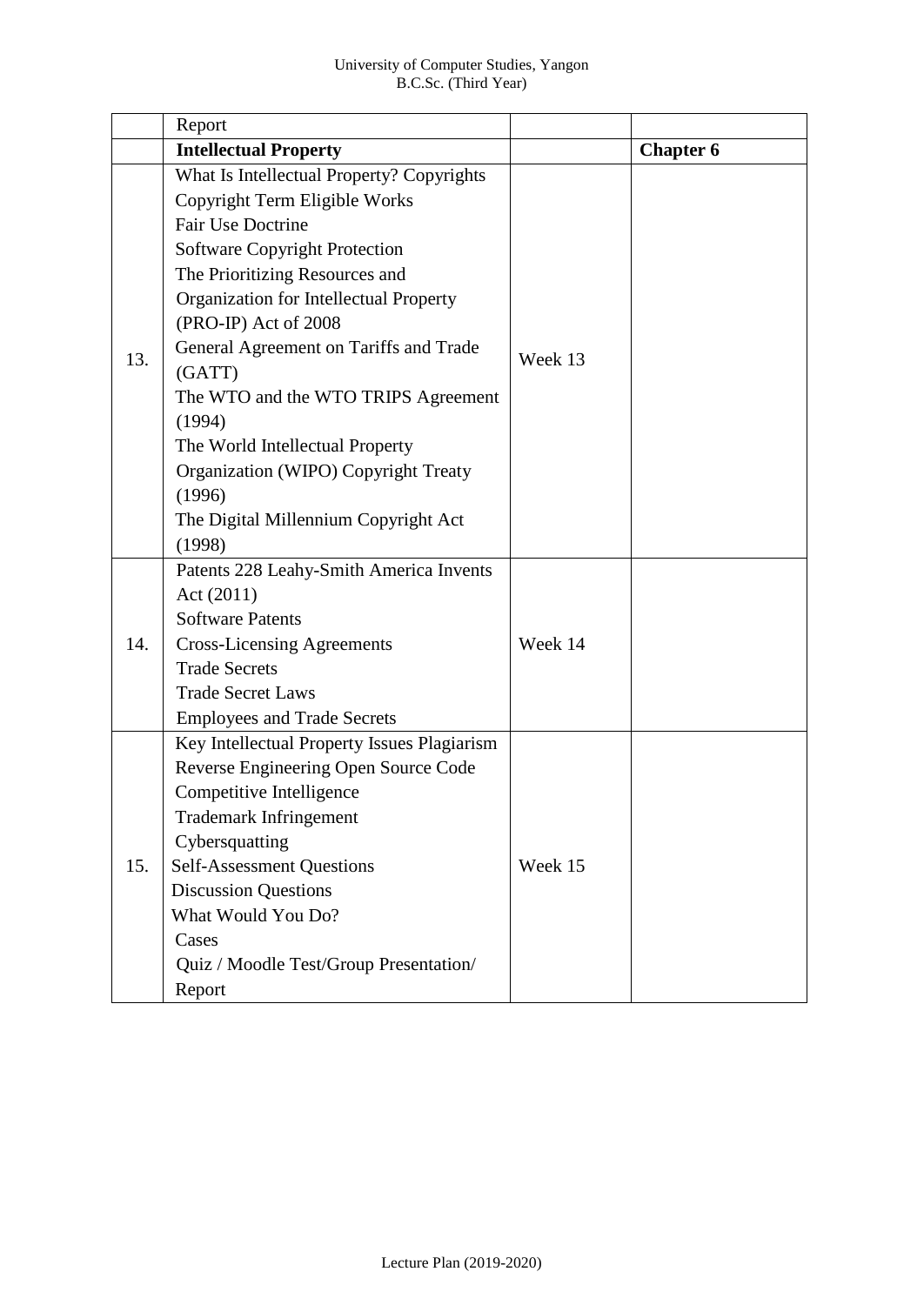| | | | |
|---|---|---|---|
| | Report | | |
| | **Intellectual Property** | | **Chapter 6** |
| 13. | What Is Intellectual Property? Copyrights<br>Copyright Term Eligible Works<br>Fair Use Doctrine<br>Software Copyright Protection<br>The Prioritizing Resources and Organization for Intellectual Property (PRO-IP) Act of 2008<br>General Agreement on Tariffs and Trade (GATT)<br>The WTO and the WTO TRIPS Agreement (1994)<br>The World Intellectual Property Organization (WIPO) Copyright Treaty (1996)<br>The Digital Millennium Copyright Act (1998) | Week 13 | |
| 14. | Patents 228 Leahy-Smith America Invents Act (2011)<br>Software Patents<br>Cross-Licensing Agreements<br>Trade Secrets<br>Trade Secret Laws<br>Employees and Trade Secrets | Week 14 | |
| 15. | Key Intellectual Property Issues Plagiarism<br>Reverse Engineering Open Source Code<br>Competitive Intelligence<br>Trademark Infringement<br>Cybersquatting<br>Self-Assessment Questions<br>Discussion Questions<br>What Would You Do?<br>Cases<br>Quiz / Moodle Test/Group Presentation/ Report | Week 15 | |